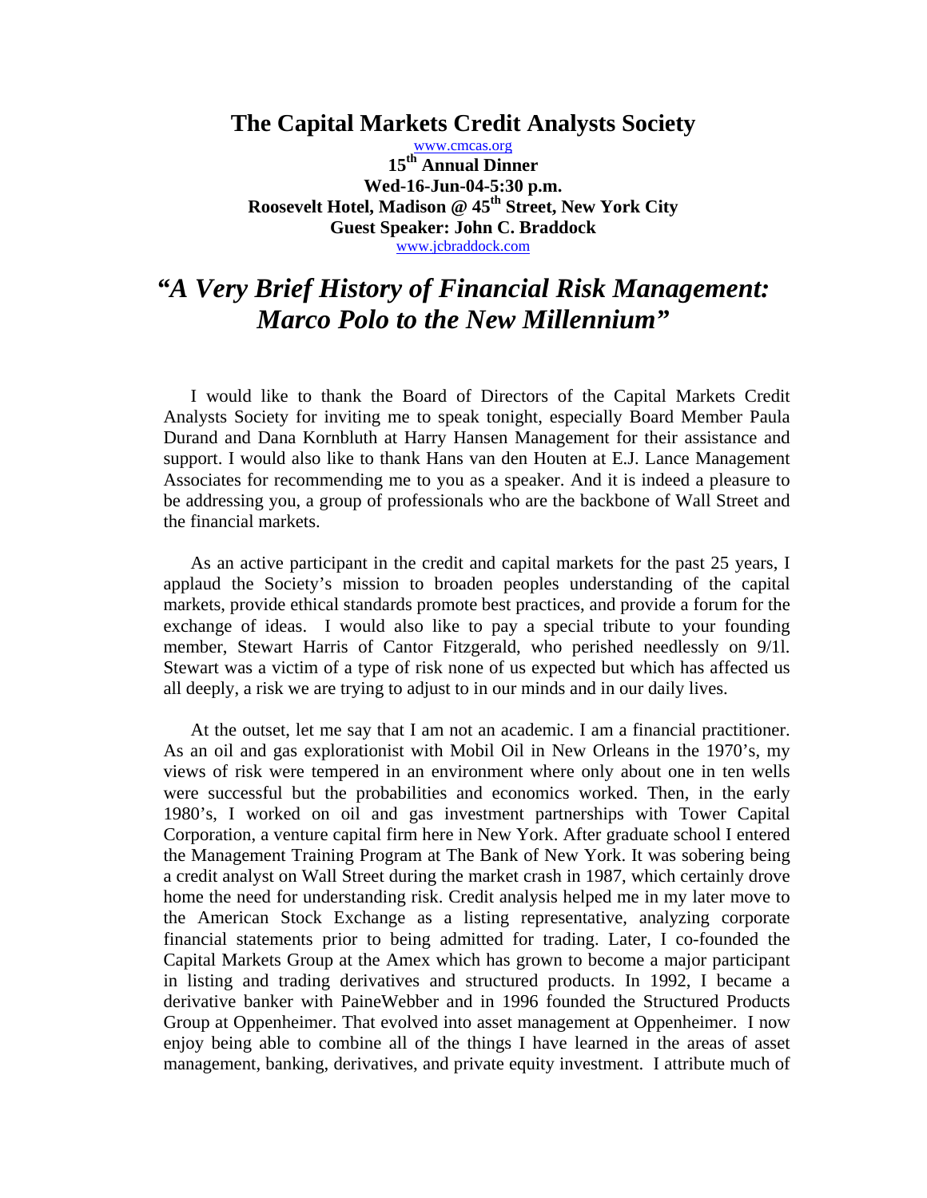# The Capital Markets Credit Analysts Society

www.cmcas.org

**15th Annual Dinner**
**Wed-16-Jun-04-5:30 p.m.**
**Roosevelt Hotel, Madison @ 45th Street, New York City**
**Guest Speaker: John C. Braddock**

www.jcbraddock.com

## *"A Very Brief History of Financial Risk Management: Marco Polo to the New Millennium"*

I would like to thank the Board of Directors of the Capital Markets Credit Analysts Society for inviting me to speak tonight, especially Board Member Paula Durand and Dana Kornbluth at Harry Hansen Management for their assistance and support. I would also like to thank Hans van den Houten at E.J. Lance Management Associates for recommending me to you as a speaker. And it is indeed a pleasure to be addressing you, a group of professionals who are the backbone of Wall Street and the financial markets.

As an active participant in the credit and capital markets for the past 25 years, I applaud the Society's mission to broaden peoples understanding of the capital markets, provide ethical standards promote best practices, and provide a forum for the exchange of ideas. I would also like to pay a special tribute to your founding member, Stewart Harris of Cantor Fitzgerald, who perished needlessly on 9/1l. Stewart was a victim of a type of risk none of us expected but which has affected us all deeply, a risk we are trying to adjust to in our minds and in our daily lives.

At the outset, let me say that I am not an academic. I am a financial practitioner. As an oil and gas explorationist with Mobil Oil in New Orleans in the 1970's, my views of risk were tempered in an environment where only about one in ten wells were successful but the probabilities and economics worked. Then, in the early 1980's, I worked on oil and gas investment partnerships with Tower Capital Corporation, a venture capital firm here in New York. After graduate school I entered the Management Training Program at The Bank of New York. It was sobering being a credit analyst on Wall Street during the market crash in 1987, which certainly drove home the need for understanding risk. Credit analysis helped me in my later move to the American Stock Exchange as a listing representative, analyzing corporate financial statements prior to being admitted for trading. Later, I co-founded the Capital Markets Group at the Amex which has grown to become a major participant in listing and trading derivatives and structured products. In 1992, I became a derivative banker with PaineWebber and in 1996 founded the Structured Products Group at Oppenheimer. That evolved into asset management at Oppenheimer. I now enjoy being able to combine all of the things I have learned in the areas of asset management, banking, derivatives, and private equity investment. I attribute much of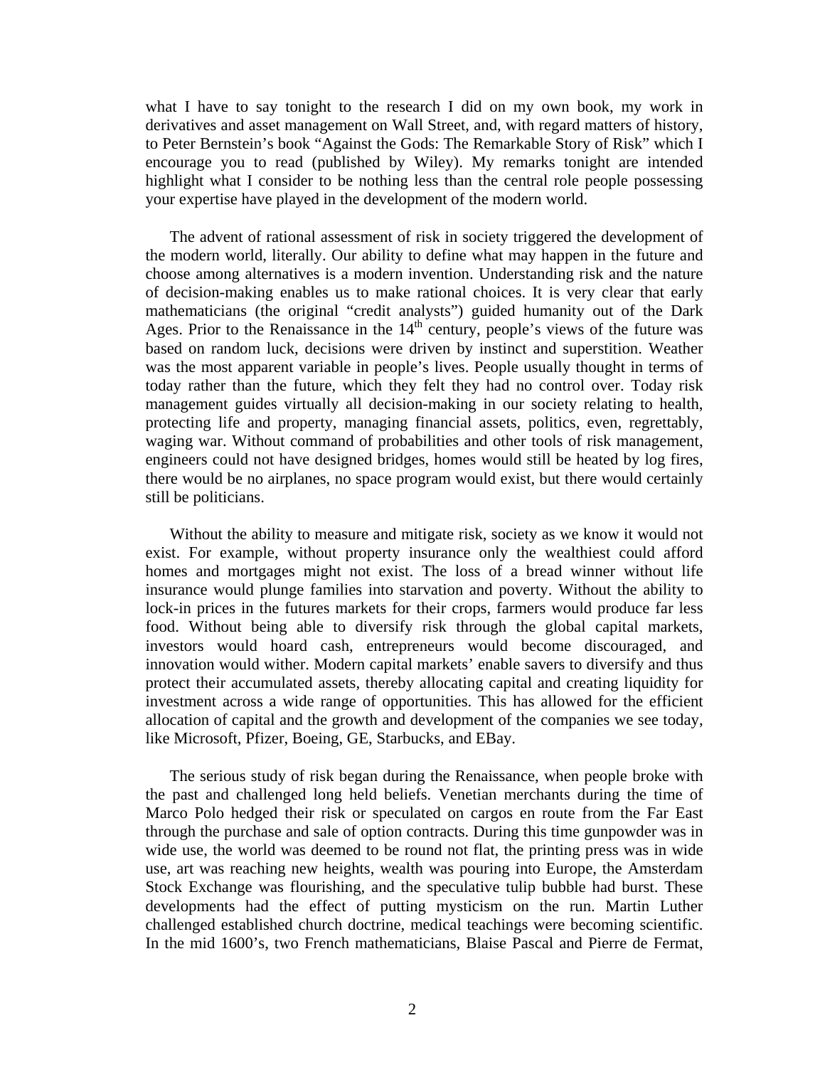what I have to say tonight to the research I did on my own book, my work in derivatives and asset management on Wall Street, and, with regard matters of history, to Peter Bernstein's book "Against the Gods: The Remarkable Story of Risk" which I encourage you to read (published by Wiley). My remarks tonight are intended highlight what I consider to be nothing less than the central role people possessing your expertise have played in the development of the modern world.

The advent of rational assessment of risk in society triggered the development of the modern world, literally. Our ability to define what may happen in the future and choose among alternatives is a modern invention. Understanding risk and the nature of decision-making enables us to make rational choices. It is very clear that early mathematicians (the original "credit analysts") guided humanity out of the Dark Ages. Prior to the Renaissance in the 14th century, people's views of the future was based on random luck, decisions were driven by instinct and superstition. Weather was the most apparent variable in people's lives. People usually thought in terms of today rather than the future, which they felt they had no control over. Today risk management guides virtually all decision-making in our society relating to health, protecting life and property, managing financial assets, politics, even, regrettably, waging war. Without command of probabilities and other tools of risk management, engineers could not have designed bridges, homes would still be heated by log fires, there would be no airplanes, no space program would exist, but there would certainly still be politicians.

Without the ability to measure and mitigate risk, society as we know it would not exist. For example, without property insurance only the wealthiest could afford homes and mortgages might not exist. The loss of a bread winner without life insurance would plunge families into starvation and poverty. Without the ability to lock-in prices in the futures markets for their crops, farmers would produce far less food. Without being able to diversify risk through the global capital markets, investors would hoard cash, entrepreneurs would become discouraged, and innovation would wither. Modern capital markets' enable savers to diversify and thus protect their accumulated assets, thereby allocating capital and creating liquidity for investment across a wide range of opportunities. This has allowed for the efficient allocation of capital and the growth and development of the companies we see today, like Microsoft, Pfizer, Boeing, GE, Starbucks, and EBay.

The serious study of risk began during the Renaissance, when people broke with the past and challenged long held beliefs. Venetian merchants during the time of Marco Polo hedged their risk or speculated on cargos en route from the Far East through the purchase and sale of option contracts. During this time gunpowder was in wide use, the world was deemed to be round not flat, the printing press was in wide use, art was reaching new heights, wealth was pouring into Europe, the Amsterdam Stock Exchange was flourishing, and the speculative tulip bubble had burst. These developments had the effect of putting mysticism on the run. Martin Luther challenged established church doctrine, medical teachings were becoming scientific. In the mid 1600's, two French mathematicians, Blaise Pascal and Pierre de Fermat,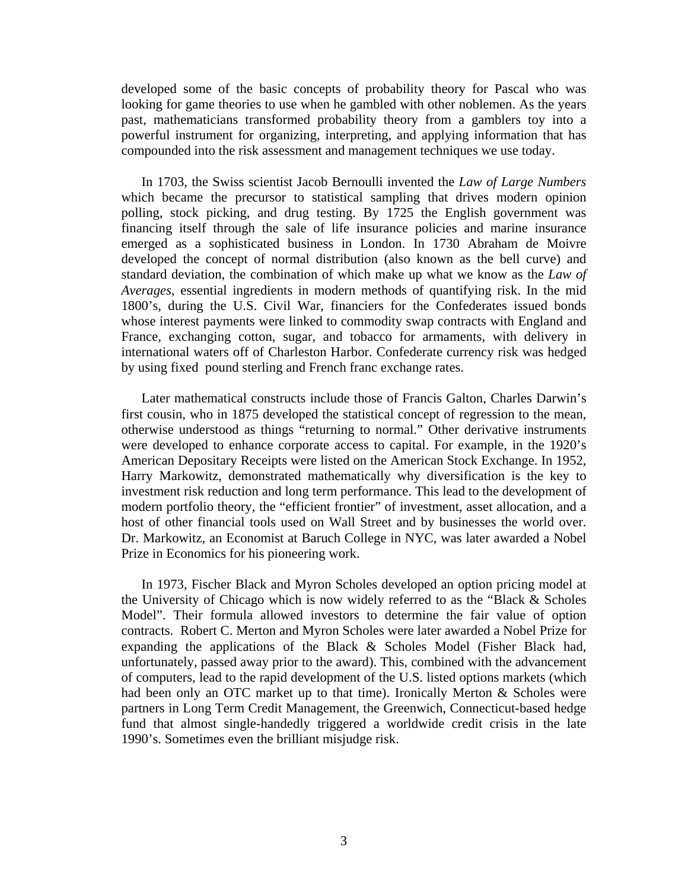developed some of the basic concepts of probability theory for Pascal who was looking for game theories to use when he gambled with other noblemen. As the years past, mathematicians transformed probability theory from a gamblers toy into a powerful instrument for organizing, interpreting, and applying information that has compounded into the risk assessment and management techniques we use today.

In 1703, the Swiss scientist Jacob Bernoulli invented the *Law of Large Numbers* which became the precursor to statistical sampling that drives modern opinion polling, stock picking, and drug testing. By 1725 the English government was financing itself through the sale of life insurance policies and marine insurance emerged as a sophisticated business in London. In 1730 Abraham de Moivre developed the concept of normal distribution (also known as the bell curve) and standard deviation, the combination of which make up what we know as the *Law of Averages*, essential ingredients in modern methods of quantifying risk. In the mid 1800's, during the U.S. Civil War, financiers for the Confederates issued bonds whose interest payments were linked to commodity swap contracts with England and France, exchanging cotton, sugar, and tobacco for armaments, with delivery in international waters off of Charleston Harbor. Confederate currency risk was hedged by using fixed pound sterling and French franc exchange rates.

Later mathematical constructs include those of Francis Galton, Charles Darwin's first cousin, who in 1875 developed the statistical concept of regression to the mean, otherwise understood as things "returning to normal." Other derivative instruments were developed to enhance corporate access to capital. For example, in the 1920's American Depositary Receipts were listed on the American Stock Exchange. In 1952, Harry Markowitz, demonstrated mathematically why diversification is the key to investment risk reduction and long term performance. This lead to the development of modern portfolio theory, the "efficient frontier" of investment, asset allocation, and a host of other financial tools used on Wall Street and by businesses the world over. Dr. Markowitz, an Economist at Baruch College in NYC, was later awarded a Nobel Prize in Economics for his pioneering work.

In 1973, Fischer Black and Myron Scholes developed an option pricing model at the University of Chicago which is now widely referred to as the "Black & Scholes Model". Their formula allowed investors to determine the fair value of option contracts. Robert C. Merton and Myron Scholes were later awarded a Nobel Prize for expanding the applications of the Black & Scholes Model (Fisher Black had, unfortunately, passed away prior to the award). This, combined with the advancement of computers, lead to the rapid development of the U.S. listed options markets (which had been only an OTC market up to that time). Ironically Merton & Scholes were partners in Long Term Credit Management, the Greenwich, Connecticut-based hedge fund that almost single-handedly triggered a worldwide credit crisis in the late 1990's. Sometimes even the brilliant misjudge risk.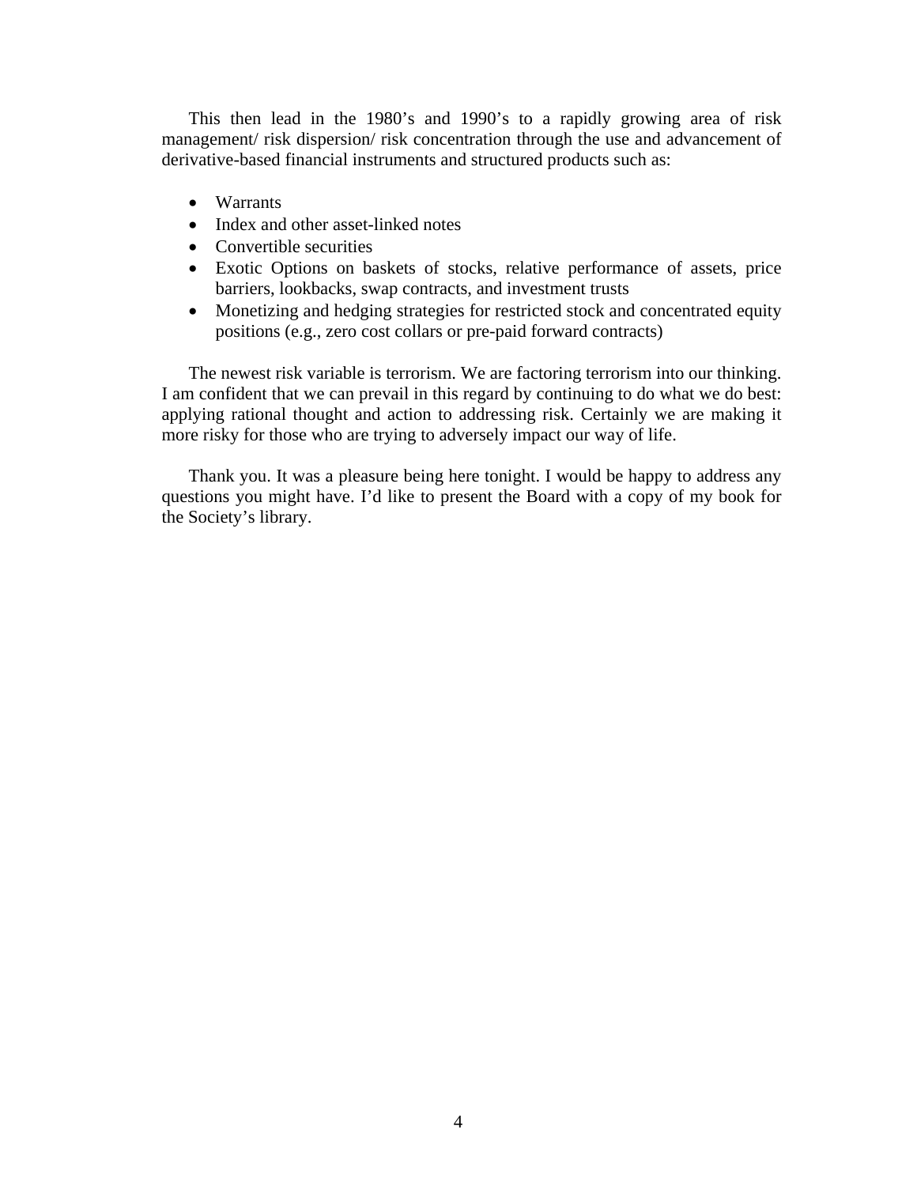This then lead in the 1980's and 1990's to a rapidly growing area of risk management/ risk dispersion/ risk concentration through the use and advancement of derivative-based financial instruments and structured products such as:

- Warrants
- Index and other asset-linked notes
- Convertible securities
- Exotic Options on baskets of stocks, relative performance of assets, price barriers, lookbacks, swap contracts, and investment trusts
- Monetizing and hedging strategies for restricted stock and concentrated equity positions (e.g., zero cost collars or pre-paid forward contracts)

The newest risk variable is terrorism. We are factoring terrorism into our thinking. I am confident that we can prevail in this regard by continuing to do what we do best: applying rational thought and action to addressing risk. Certainly we are making it more risky for those who are trying to adversely impact our way of life.

Thank you. It was a pleasure being here tonight. I would be happy to address any questions you might have. I'd like to present the Board with a copy of my book for the Society's library.